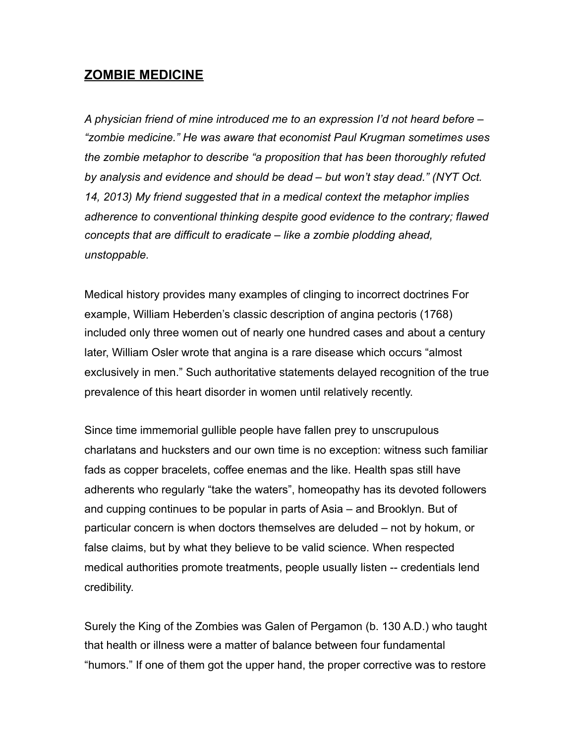## **ZOMBIE MEDICINE**

*A physician friend of mine introduced me to an expression I'd not heard before – "zombie medicine." He was aware that economist Paul Krugman sometimes uses the zombie metaphor to describe "a proposition that has been thoroughly refuted by analysis and evidence and should be dead – but won't stay dead." (NYT Oct. 14, 2013) My friend suggested that in a medical context the metaphor implies adherence to conventional thinking despite good evidence to the contrary; flawed concepts that are difficult to eradicate – like a zombie plodding ahead, unstoppable.*

Medical history provides many examples of clinging to incorrect doctrines For example, William Heberden's classic description of angina pectoris (1768) included only three women out of nearly one hundred cases and about a century later, William Osler wrote that angina is a rare disease which occurs "almost exclusively in men." Such authoritative statements delayed recognition of the true prevalence of this heart disorder in women until relatively recently.

Since time immemorial gullible people have fallen prey to unscrupulous charlatans and hucksters and our own time is no exception: witness such familiar fads as copper bracelets, coffee enemas and the like. Health spas still have adherents who regularly "take the waters", homeopathy has its devoted followers and cupping continues to be popular in parts of Asia – and Brooklyn. But of particular concern is when doctors themselves are deluded – not by hokum, or false claims, but by what they believe to be valid science. When respected medical authorities promote treatments, people usually listen -- credentials lend credibility.

Surely the King of the Zombies was Galen of Pergamon (b. 130 A.D.) who taught that health or illness were a matter of balance between four fundamental "humors." If one of them got the upper hand, the proper corrective was to restore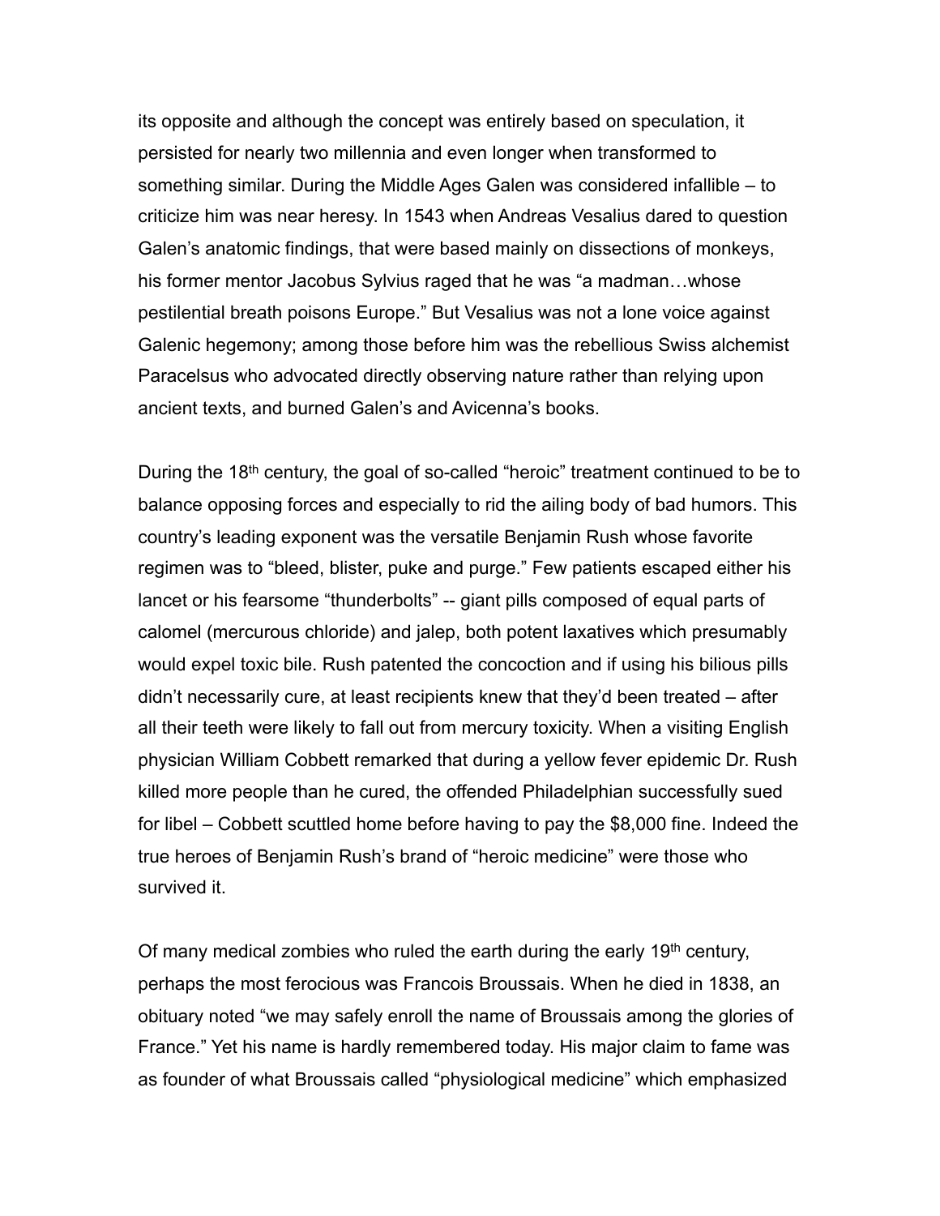its opposite and although the concept was entirely based on speculation, it persisted for nearly two millennia and even longer when transformed to something similar. During the Middle Ages Galen was considered infallible – to criticize him was near heresy. In 1543 when Andreas Vesalius dared to question Galen's anatomic findings, that were based mainly on dissections of monkeys, his former mentor Jacobus Sylvius raged that he was "a madman…whose pestilential breath poisons Europe." But Vesalius was not a lone voice against Galenic hegemony; among those before him was the rebellious Swiss alchemist Paracelsus who advocated directly observing nature rather than relying upon ancient texts, and burned Galen's and Avicenna's books.

During the 18th century, the goal of so-called "heroic" treatment continued to be to balance opposing forces and especially to rid the ailing body of bad humors. This country's leading exponent was the versatile Benjamin Rush whose favorite regimen was to "bleed, blister, puke and purge." Few patients escaped either his lancet or his fearsome "thunderbolts" -- giant pills composed of equal parts of calomel (mercurous chloride) and jalep, both potent laxatives which presumably would expel toxic bile. Rush patented the concoction and if using his bilious pills didn't necessarily cure, at least recipients knew that they'd been treated – after all their teeth were likely to fall out from mercury toxicity. When a visiting English physician William Cobbett remarked that during a yellow fever epidemic Dr. Rush killed more people than he cured, the offended Philadelphian successfully sued for libel – Cobbett scuttled home before having to pay the $8,000 fine. Indeed the true heroes of Benjamin Rush's brand of "heroic medicine" were those who survived it.

Of many medical zombies who ruled the earth during the early 19th century, perhaps the most ferocious was Francois Broussais. When he died in 1838, an obituary noted "we may safely enroll the name of Broussais among the glories of France." Yet his name is hardly remembered today. His major claim to fame was as founder of what Broussais called "physiological medicine" which emphasized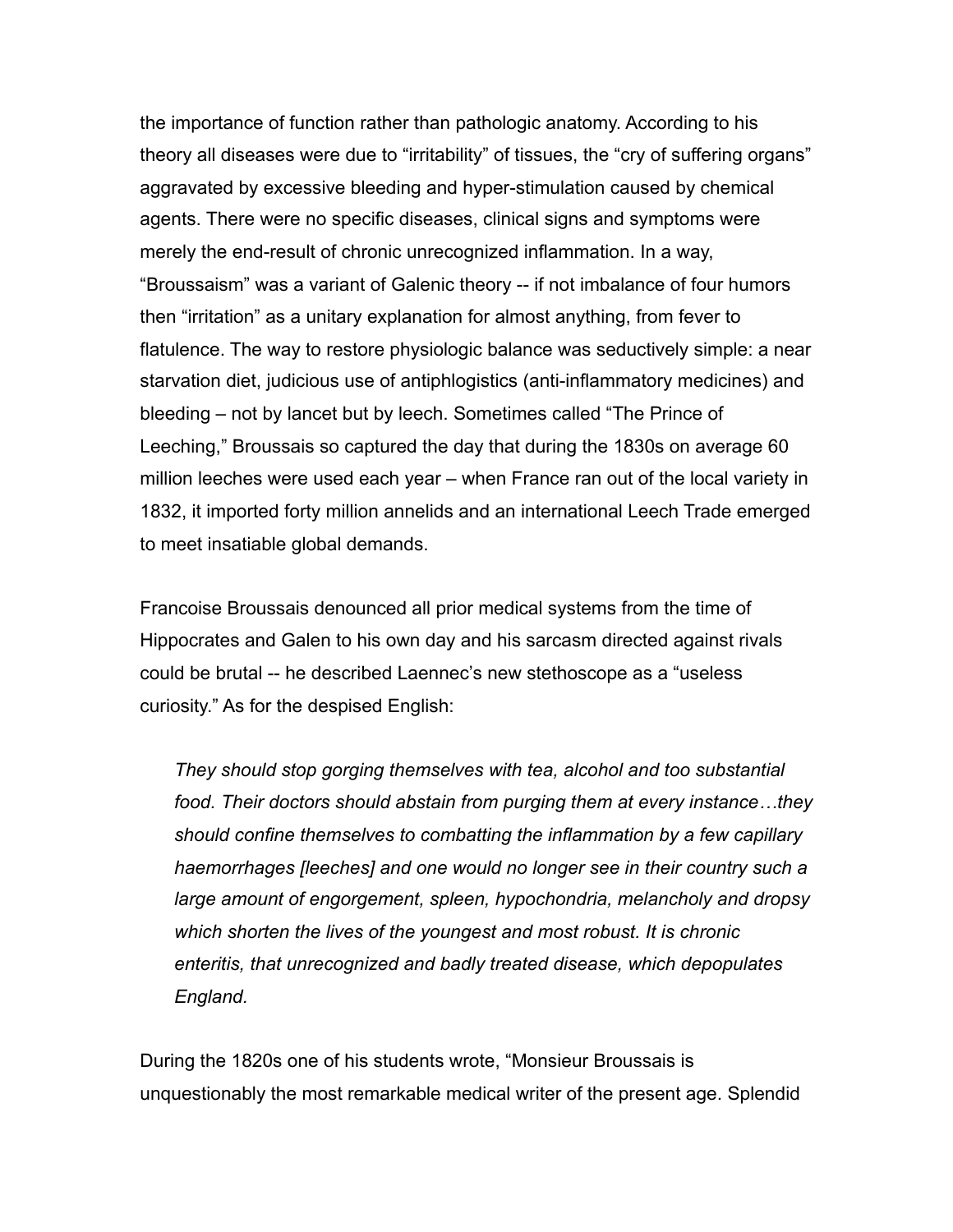the importance of function rather than pathologic anatomy. According to his theory all diseases were due to "irritability" of tissues, the "cry of suffering organs" aggravated by excessive bleeding and hyper-stimulation caused by chemical agents. There were no specific diseases, clinical signs and symptoms were merely the end-result of chronic unrecognized inflammation. In a way, "Broussaism" was a variant of Galenic theory -- if not imbalance of four humors then "irritation" as a unitary explanation for almost anything, from fever to flatulence. The way to restore physiologic balance was seductively simple: a near starvation diet, judicious use of antiphlogistics (anti-inflammatory medicines) and bleeding – not by lancet but by leech. Sometimes called "The Prince of Leeching," Broussais so captured the day that during the 1830s on average 60 million leeches were used each year – when France ran out of the local variety in 1832, it imported forty million annelids and an international Leech Trade emerged to meet insatiable global demands.

Francoise Broussais denounced all prior medical systems from the time of Hippocrates and Galen to his own day and his sarcasm directed against rivals could be brutal -- he described Laennec's new stethoscope as a "useless curiosity." As for the despised English:

> *They should stop gorging themselves with tea, alcohol and too substantial food. Their doctors should abstain from purging them at every instance…they should confine themselves to combatting the inflammation by a few capillary haemorrhages [leeches] and one would no longer see in their country such a large amount of engorgement, spleen, hypochondria, melancholy and dropsy which shorten the lives of the youngest and most robust. It is chronic enteritis, that unrecognized and badly treated disease, which depopulates England.*

During the 1820s one of his students wrote, "Monsieur Broussais is unquestionably the most remarkable medical writer of the present age. Splendid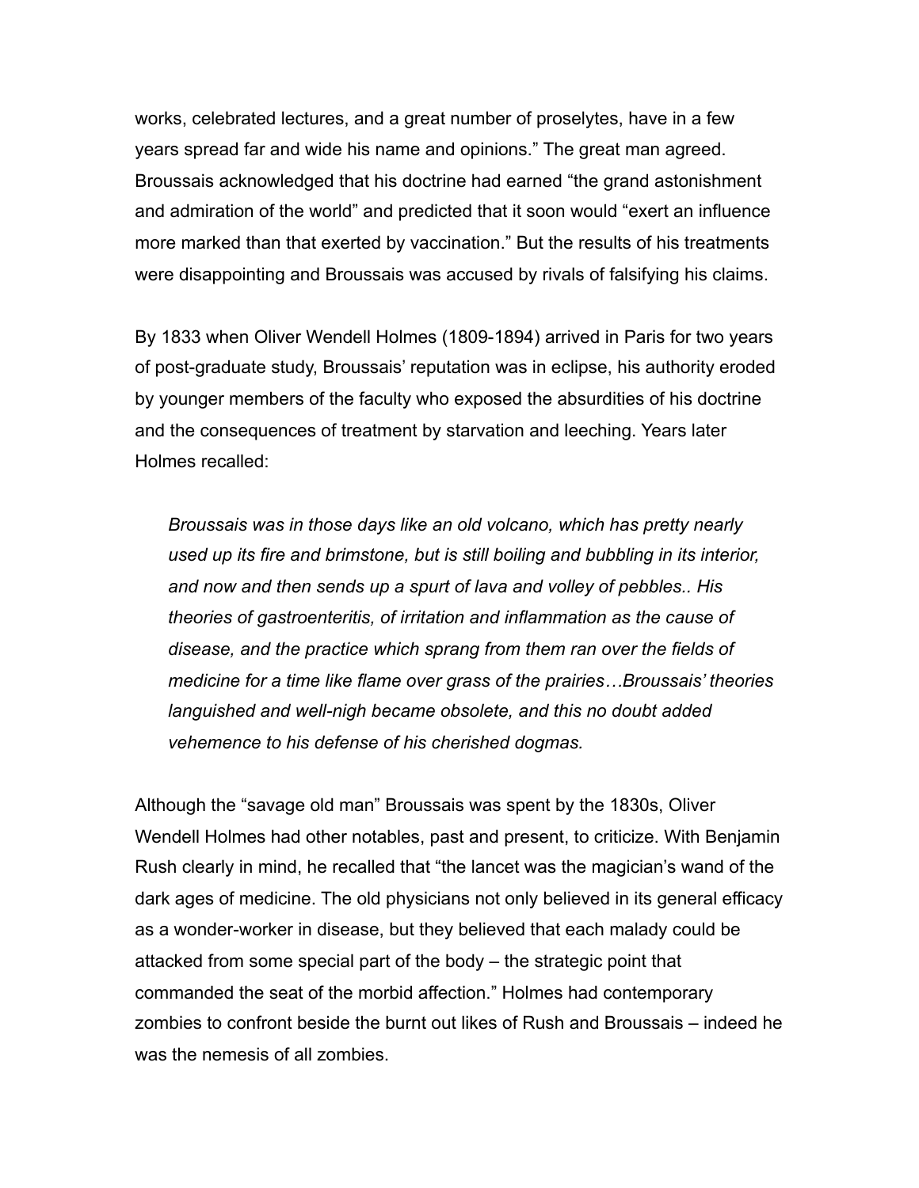works, celebrated lectures, and a great number of proselytes, have in a few years spread far and wide his name and opinions." The great man agreed. Broussais acknowledged that his doctrine had earned "the grand astonishment and admiration of the world" and predicted that it soon would "exert an influence more marked than that exerted by vaccination." But the results of his treatments were disappointing and Broussais was accused by rivals of falsifying his claims.

By 1833 when Oliver Wendell Holmes (1809-1894) arrived in Paris for two years of post-graduate study, Broussais' reputation was in eclipse, his authority eroded by younger members of the faculty who exposed the absurdities of his doctrine and the consequences of treatment by starvation and leeching. Years later Holmes recalled:

> *Broussais was in those days like an old volcano, which has pretty nearly used up its fire and brimstone, but is still boiling and bubbling in its interior, and now and then sends up a spurt of lava and volley of pebbles.. His theories of gastroenteritis, of irritation and inflammation as the cause of disease, and the practice which sprang from them ran over the fields of medicine for a time like flame over grass of the prairies…Broussais' theories languished and well-nigh became obsolete, and this no doubt added vehemence to his defense of his cherished dogmas.*

Although the "savage old man" Broussais was spent by the 1830s, Oliver Wendell Holmes had other notables, past and present, to criticize. With Benjamin Rush clearly in mind, he recalled that "the lancet was the magician's wand of the dark ages of medicine. The old physicians not only believed in its general efficacy as a wonder-worker in disease, but they believed that each malady could be attacked from some special part of the body – the strategic point that commanded the seat of the morbid affection." Holmes had contemporary zombies to confront beside the burnt out likes of Rush and Broussais – indeed he was the nemesis of all zombies.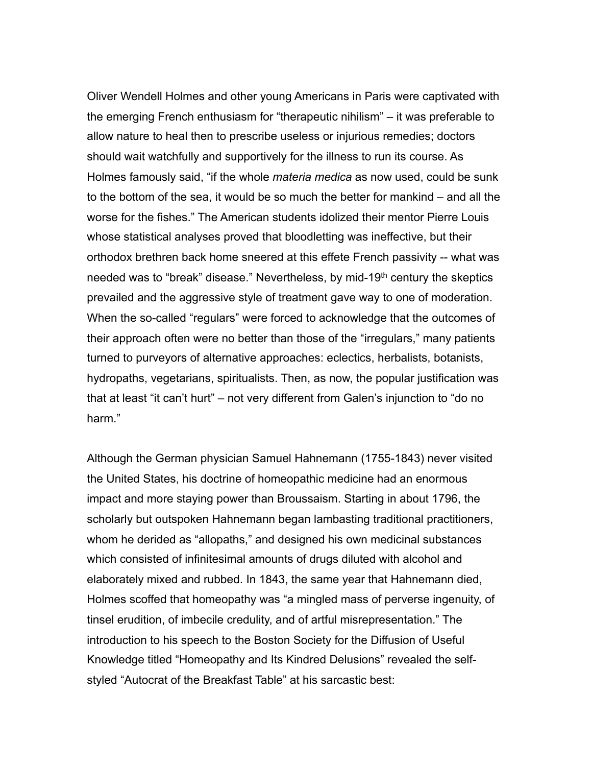Oliver Wendell Holmes and other young Americans in Paris were captivated with the emerging French enthusiasm for "therapeutic nihilism" – it was preferable to allow nature to heal then to prescribe useless or injurious remedies; doctors should wait watchfully and supportively for the illness to run its course. As Holmes famously said, "if the whole *materia medica* as now used, could be sunk to the bottom of the sea, it would be so much the better for mankind – and all the worse for the fishes." The American students idolized their mentor Pierre Louis whose statistical analyses proved that bloodletting was ineffective, but their orthodox brethren back home sneered at this effete French passivity -- what was needed was to "break" disease." Nevertheless, by mid-19th century the skeptics prevailed and the aggressive style of treatment gave way to one of moderation. When the so-called "regulars" were forced to acknowledge that the outcomes of their approach often were no better than those of the "irregulars," many patients turned to purveyors of alternative approaches: eclectics, herbalists, botanists, hydropaths, vegetarians, spiritualists. Then, as now, the popular justification was that at least "it can't hurt" – not very different from Galen's injunction to "do no harm."

Although the German physician Samuel Hahnemann (1755-1843) never visited the United States, his doctrine of homeopathic medicine had an enormous impact and more staying power than Broussaism. Starting in about 1796, the scholarly but outspoken Hahnemann began lambasting traditional practitioners, whom he derided as "allopaths," and designed his own medicinal substances which consisted of infinitesimal amounts of drugs diluted with alcohol and elaborately mixed and rubbed. In 1843, the same year that Hahnemann died, Holmes scoffed that homeopathy was "a mingled mass of perverse ingenuity, of tinsel erudition, of imbecile credulity, and of artful misrepresentation." The introduction to his speech to the Boston Society for the Diffusion of Useful Knowledge titled "Homeopathy and Its Kindred Delusions" revealed the self-styled "Autocrat of the Breakfast Table" at his sarcastic best: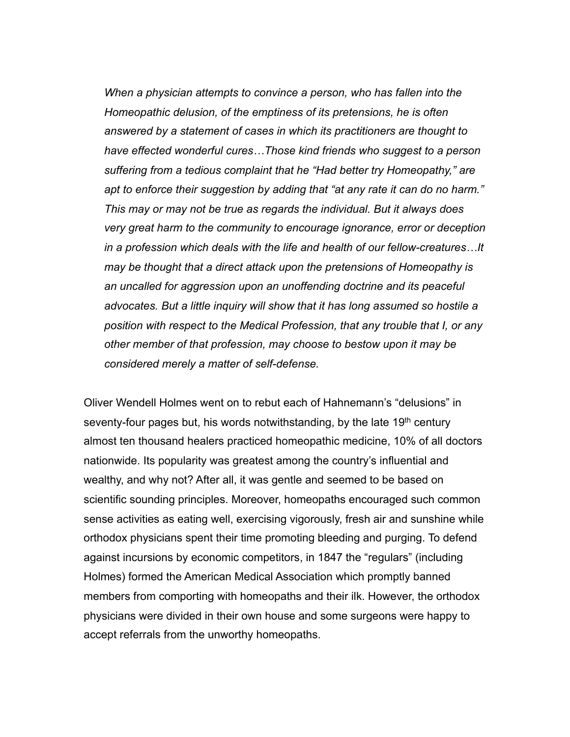> *When a physician attempts to convince a person, who has fallen into the Homeopathic delusion, of the emptiness of its pretensions, he is often answered by a statement of cases in which its practitioners are thought to have effected wonderful cures…Those kind friends who suggest to a person suffering from a tedious complaint that he "Had better try Homeopathy," are apt to enforce their suggestion by adding that "at any rate it can do no harm." This may or may not be true as regards the individual. But it always does very great harm to the community to encourage ignorance, error or deception in a profession which deals with the life and health of our fellow-creatures…It may be thought that a direct attack upon the pretensions of Homeopathy is an uncalled for aggression upon an unoffending doctrine and its peaceful advocates. But a little inquiry will show that it has long assumed so hostile a position with respect to the Medical Profession, that any trouble that I, or any other member of that profession, may choose to bestow upon it may be considered merely a matter of self-defense.*

Oliver Wendell Holmes went on to rebut each of Hahnemann's "delusions" in seventy-four pages but, his words notwithstanding, by the late 19th century almost ten thousand healers practiced homeopathic medicine, 10% of all doctors nationwide. Its popularity was greatest among the country's influential and wealthy, and why not? After all, it was gentle and seemed to be based on scientific sounding principles. Moreover, homeopaths encouraged such common sense activities as eating well, exercising vigorously, fresh air and sunshine while orthodox physicians spent their time promoting bleeding and purging. To defend against incursions by economic competitors, in 1847 the "regulars" (including Holmes) formed the American Medical Association which promptly banned members from comporting with homeopaths and their ilk. However, the orthodox physicians were divided in their own house and some surgeons were happy to accept referrals from the unworthy homeopaths.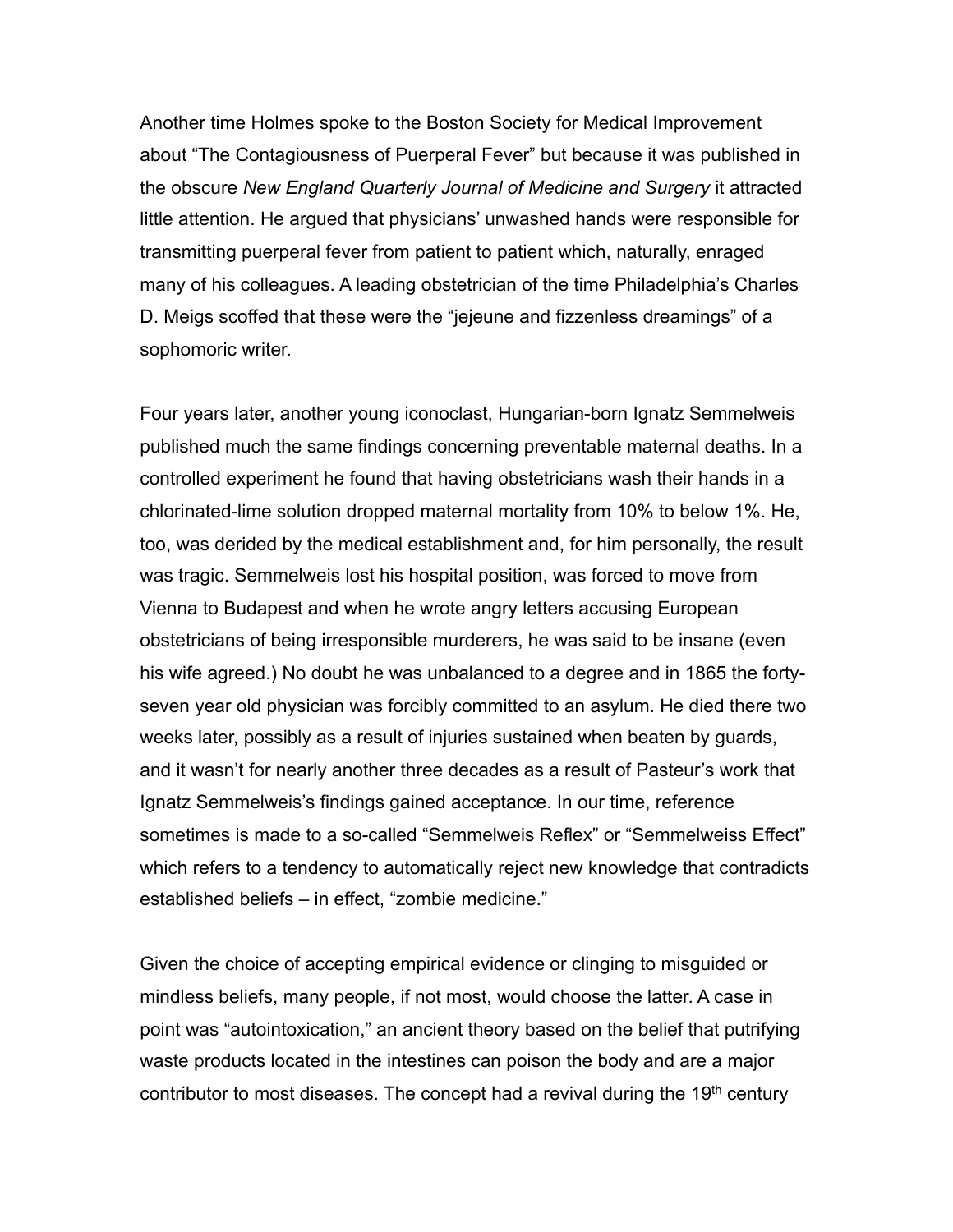Another time Holmes spoke to the Boston Society for Medical Improvement about "The Contagiousness of Puerperal Fever" but because it was published in the obscure *New England Quarterly Journal of Medicine and Surgery* it attracted little attention. He argued that physicians' unwashed hands were responsible for transmitting puerperal fever from patient to patient which, naturally, enraged many of his colleagues. A leading obstetrician of the time Philadelphia's Charles D. Meigs scoffed that these were the "jejeune and fizzenless dreamings" of a sophomoric writer.

Four years later, another young iconoclast, Hungarian-born Ignatz Semmelweis published much the same findings concerning preventable maternal deaths. In a controlled experiment he found that having obstetricians wash their hands in a chlorinated-lime solution dropped maternal mortality from 10% to below 1%. He, too, was derided by the medical establishment and, for him personally, the result was tragic. Semmelweis lost his hospital position, was forced to move from Vienna to Budapest and when he wrote angry letters accusing European obstetricians of being irresponsible murderers, he was said to be insane (even his wife agreed.) No doubt he was unbalanced to a degree and in 1865 the forty-seven year old physician was forcibly committed to an asylum. He died there two weeks later, possibly as a result of injuries sustained when beaten by guards, and it wasn't for nearly another three decades as a result of Pasteur's work that Ignatz Semmelweis's findings gained acceptance. In our time, reference sometimes is made to a so-called "Semmelweis Reflex" or "Semmelweiss Effect" which refers to a tendency to automatically reject new knowledge that contradicts established beliefs – in effect, "zombie medicine."

Given the choice of accepting empirical evidence or clinging to misguided or mindless beliefs, many people, if not most, would choose the latter. A case in point was "autointoxication," an ancient theory based on the belief that putrifying waste products located in the intestines can poison the body and are a major contributor to most diseases. The concept had a revival during the 19th century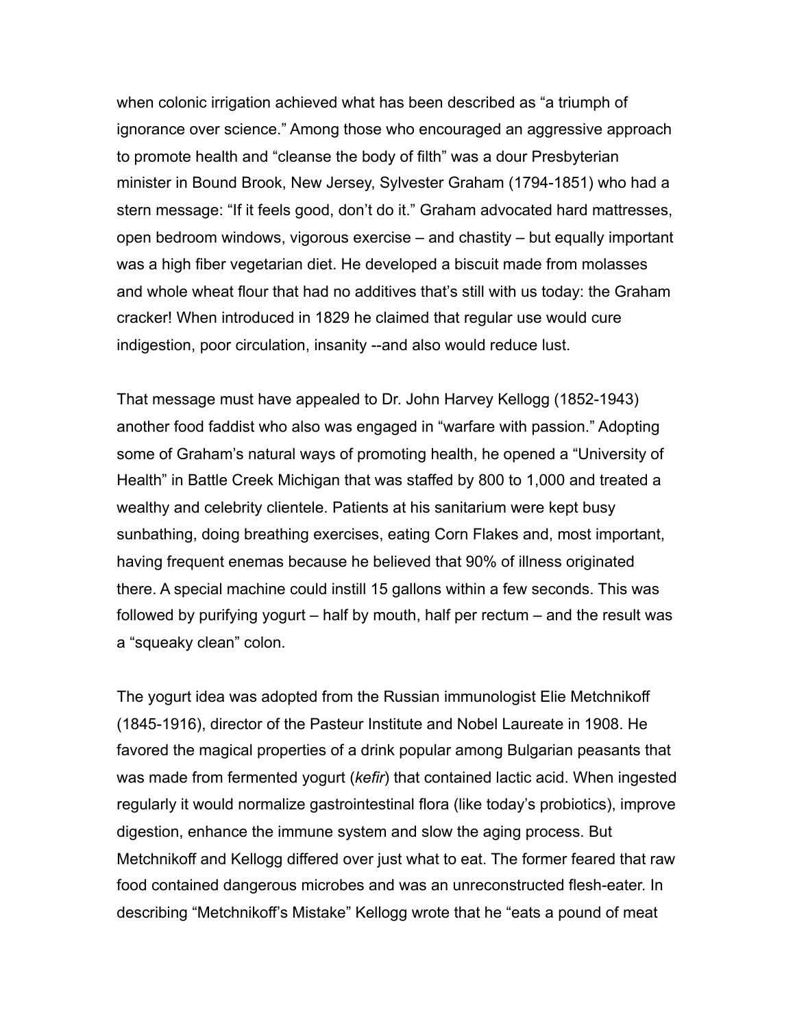when colonic irrigation achieved what has been described as “a triumph of ignorance over science.” Among those who encouraged an aggressive approach to promote health and “cleanse the body of filth” was a dour Presbyterian minister in Bound Brook, New Jersey, Sylvester Graham (1794-1851) who had a stern message: “If it feels good, don’t do it.” Graham advocated hard mattresses, open bedroom windows, vigorous exercise – and chastity – but equally important was a high fiber vegetarian diet. He developed a biscuit made from molasses and whole wheat flour that had no additives that’s still with us today: the Graham cracker! When introduced in 1829 he claimed that regular use would cure indigestion, poor circulation, insanity --and also would reduce lust.

That message must have appealed to Dr. John Harvey Kellogg (1852-1943) another food faddist who also was engaged in “warfare with passion.” Adopting some of Graham’s natural ways of promoting health, he opened a “University of Health” in Battle Creek Michigan that was staffed by 800 to 1,000 and treated a wealthy and celebrity clientele. Patients at his sanitarium were kept busy sunbathing, doing breathing exercises, eating Corn Flakes and, most important, having frequent enemas because he believed that 90% of illness originated there. A special machine could instill 15 gallons within a few seconds. This was followed by purifying yogurt – half by mouth, half per rectum – and the result was a “squeaky clean” colon.

The yogurt idea was adopted from the Russian immunologist Elie Metchnikoff (1845-1916), director of the Pasteur Institute and Nobel Laureate in 1908. He favored the magical properties of a drink popular among Bulgarian peasants that was made from fermented yogurt (*kefir*) that contained lactic acid. When ingested regularly it would normalize gastrointestinal flora (like today’s probiotics), improve digestion, enhance the immune system and slow the aging process. But Metchnikoff and Kellogg differed over just what to eat. The former feared that raw food contained dangerous microbes and was an unreconstructed flesh-eater. In describing “Metchnikoff’s Mistake” Kellogg wrote that he “eats a pound of meat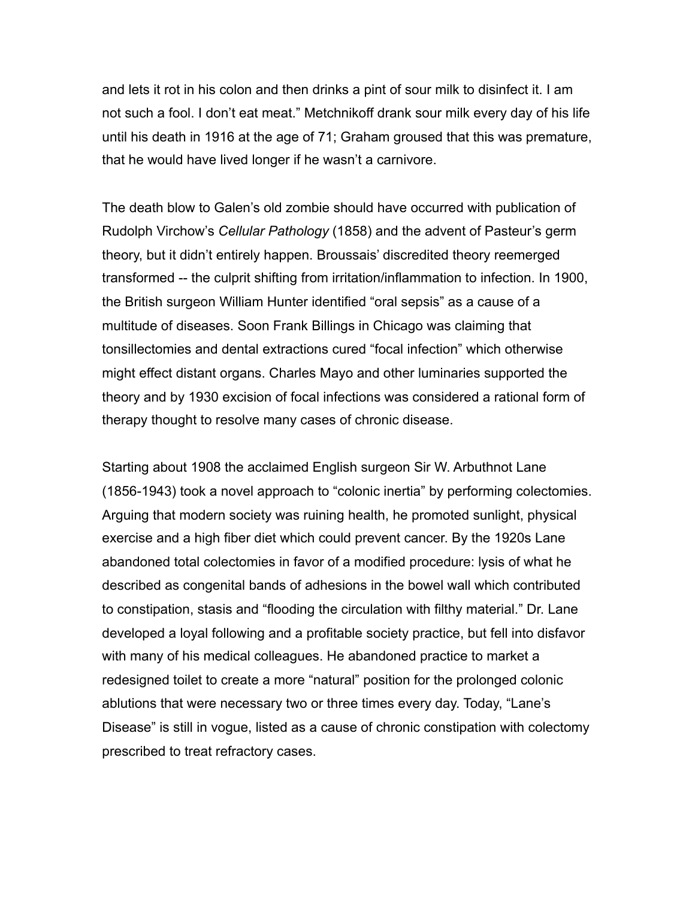and lets it rot in his colon and then drinks a pint of sour milk to disinfect it. I am not such a fool. I don't eat meat." Metchnikoff drank sour milk every day of his life until his death in 1916 at the age of 71; Graham groused that this was premature, that he would have lived longer if he wasn't a carnivore.

The death blow to Galen's old zombie should have occurred with publication of Rudolph Virchow's *Cellular Pathology* (1858) and the advent of Pasteur's germ theory, but it didn't entirely happen. Broussais' discredited theory reemerged transformed -- the culprit shifting from irritation/inflammation to infection. In 1900, the British surgeon William Hunter identified "oral sepsis" as a cause of a multitude of diseases. Soon Frank Billings in Chicago was claiming that tonsillectomies and dental extractions cured "focal infection" which otherwise might effect distant organs. Charles Mayo and other luminaries supported the theory and by 1930 excision of focal infections was considered a rational form of therapy thought to resolve many cases of chronic disease.

Starting about 1908 the acclaimed English surgeon Sir W. Arbuthnot Lane (1856-1943) took a novel approach to "colonic inertia" by performing colectomies. Arguing that modern society was ruining health, he promoted sunlight, physical exercise and a high fiber diet which could prevent cancer. By the 1920s Lane abandoned total colectomies in favor of a modified procedure: lysis of what he described as congenital bands of adhesions in the bowel wall which contributed to constipation, stasis and "flooding the circulation with filthy material." Dr. Lane developed a loyal following and a profitable society practice, but fell into disfavor with many of his medical colleagues. He abandoned practice to market a redesigned toilet to create a more "natural" position for the prolonged colonic ablutions that were necessary two or three times every day. Today, "Lane's Disease" is still in vogue, listed as a cause of chronic constipation with colectomy prescribed to treat refractory cases.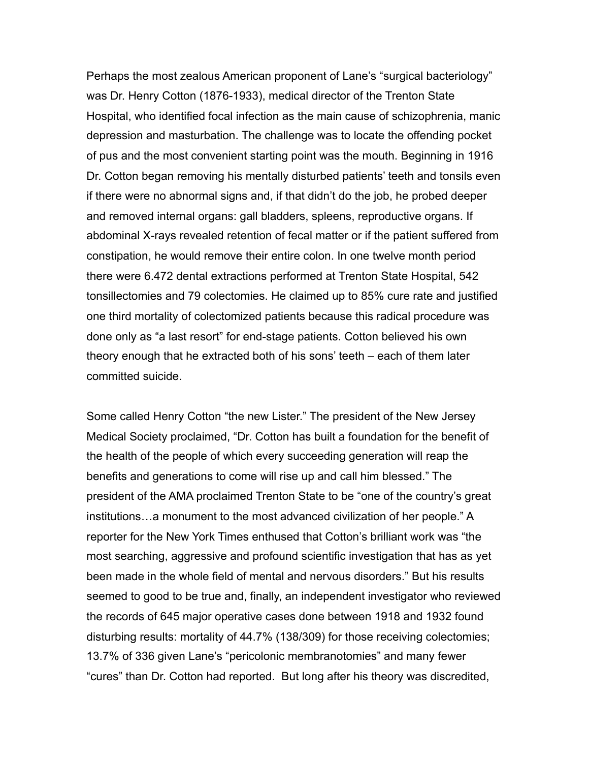Perhaps the most zealous American proponent of Lane's "surgical bacteriology" was Dr. Henry Cotton (1876-1933), medical director of the Trenton State Hospital, who identified focal infection as the main cause of schizophrenia, manic depression and masturbation. The challenge was to locate the offending pocket of pus and the most convenient starting point was the mouth. Beginning in 1916 Dr. Cotton began removing his mentally disturbed patients' teeth and tonsils even if there were no abnormal signs and, if that didn't do the job, he probed deeper and removed internal organs: gall bladders, spleens, reproductive organs. If abdominal X-rays revealed retention of fecal matter or if the patient suffered from constipation, he would remove their entire colon. In one twelve month period there were 6.472 dental extractions performed at Trenton State Hospital, 542 tonsillectomies and 79 colectomies. He claimed up to 85% cure rate and justified one third mortality of colectomized patients because this radical procedure was done only as "a last resort" for end-stage patients. Cotton believed his own theory enough that he extracted both of his sons' teeth – each of them later committed suicide.

Some called Henry Cotton "the new Lister." The president of the New Jersey Medical Society proclaimed, "Dr. Cotton has built a foundation for the benefit of the health of the people of which every succeeding generation will reap the benefits and generations to come will rise up and call him blessed." The president of the AMA proclaimed Trenton State to be "one of the country's great institutions…a monument to the most advanced civilization of her people." A reporter for the New York Times enthused that Cotton's brilliant work was "the most searching, aggressive and profound scientific investigation that has as yet been made in the whole field of mental and nervous disorders." But his results seemed to good to be true and, finally, an independent investigator who reviewed the records of 645 major operative cases done between 1918 and 1932 found disturbing results: mortality of 44.7% (138/309) for those receiving colectomies; 13.7% of 336 given Lane's "pericolonic membranotomies" and many fewer "cures" than Dr. Cotton had reported. But long after his theory was discredited,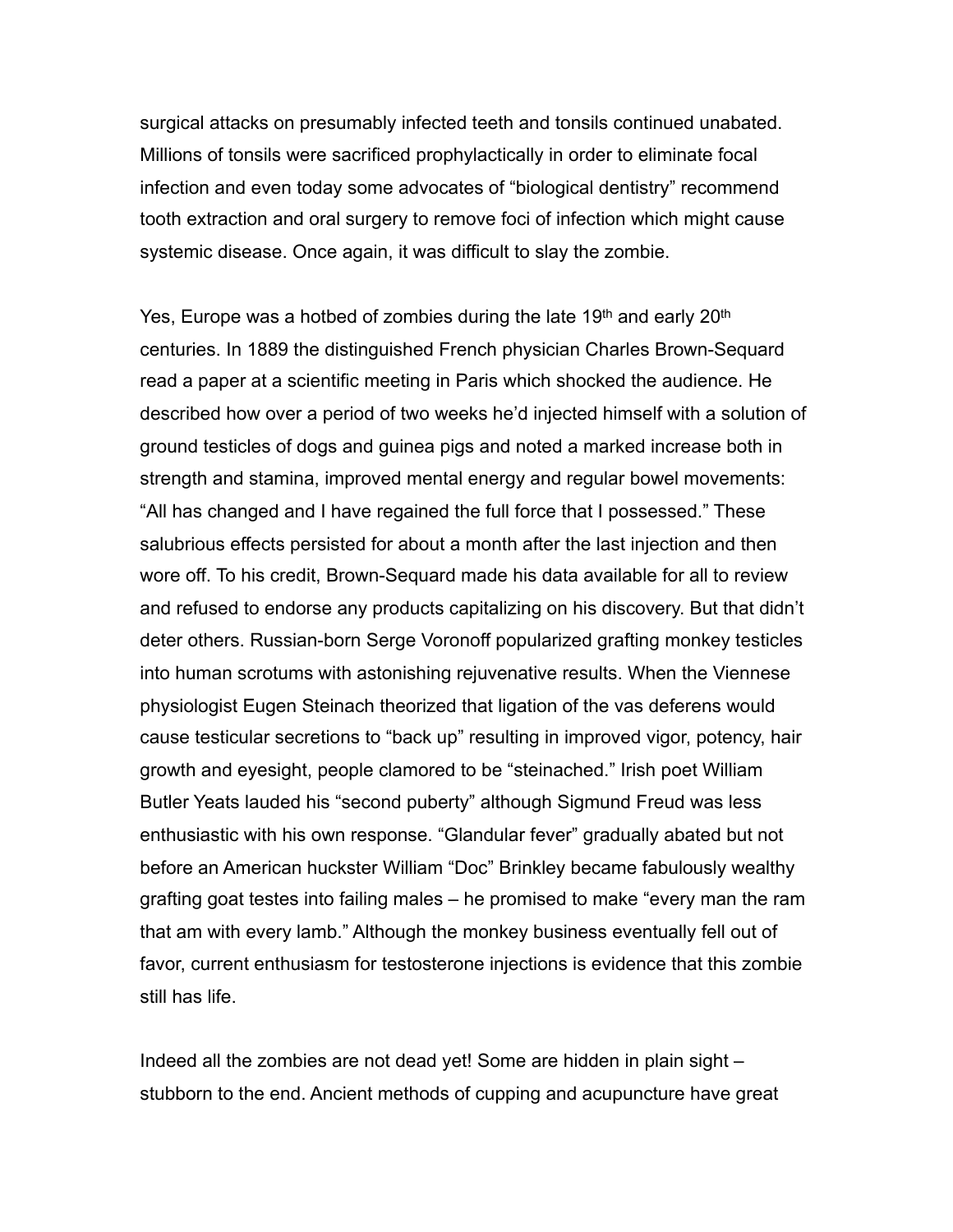surgical attacks on presumably infected teeth and tonsils continued unabated. Millions of tonsils were sacrificed prophylactically in order to eliminate focal infection and even today some advocates of "biological dentistry" recommend tooth extraction and oral surgery to remove foci of infection which might cause systemic disease. Once again, it was difficult to slay the zombie.

Yes, Europe was a hotbed of zombies during the late 19th and early 20th centuries. In 1889 the distinguished French physician Charles Brown-Sequard read a paper at a scientific meeting in Paris which shocked the audience. He described how over a period of two weeks he'd injected himself with a solution of ground testicles of dogs and guinea pigs and noted a marked increase both in strength and stamina, improved mental energy and regular bowel movements: "All has changed and I have regained the full force that I possessed." These salubrious effects persisted for about a month after the last injection and then wore off. To his credit, Brown-Sequard made his data available for all to review and refused to endorse any products capitalizing on his discovery. But that didn't deter others. Russian-born Serge Voronoff popularized grafting monkey testicles into human scrotums with astonishing rejuvenative results. When the Viennese physiologist Eugen Steinach theorized that ligation of the vas deferens would cause testicular secretions to "back up" resulting in improved vigor, potency, hair growth and eyesight, people clamored to be "steinached." Irish poet William Butler Yeats lauded his "second puberty" although Sigmund Freud was less enthusiastic with his own response. "Glandular fever" gradually abated but not before an American huckster William "Doc" Brinkley became fabulously wealthy grafting goat testes into failing males – he promised to make "every man the ram that am with every lamb." Although the monkey business eventually fell out of favor, current enthusiasm for testosterone injections is evidence that this zombie still has life.

Indeed all the zombies are not dead yet! Some are hidden in plain sight – stubborn to the end. Ancient methods of cupping and acupuncture have great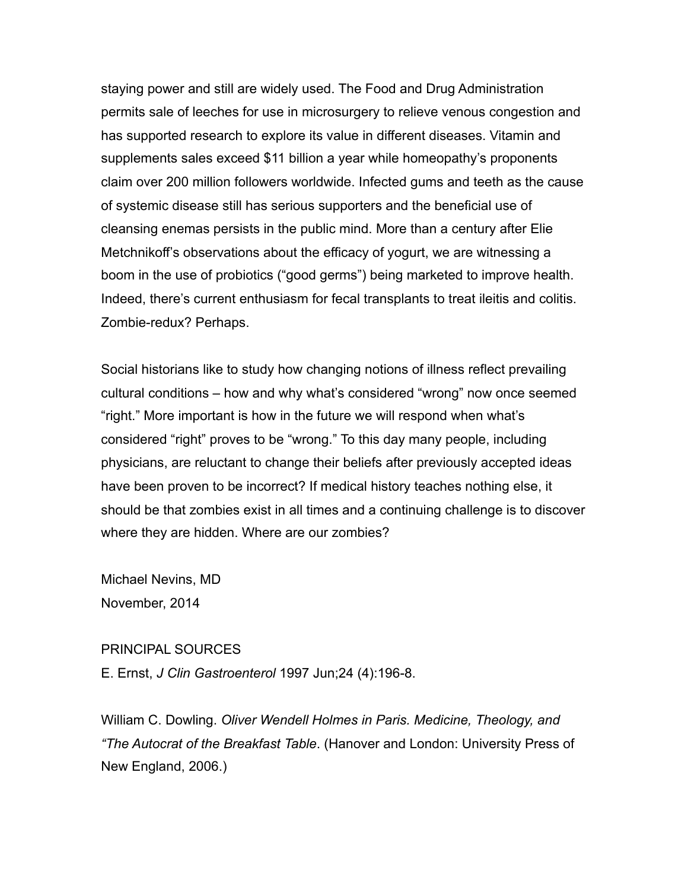staying power and still are widely used. The Food and Drug Administration permits sale of leeches for use in microsurgery to relieve venous congestion and has supported research to explore its value in different diseases. Vitamin and supplements sales exceed $11 billion a year while homeopathy's proponents claim over 200 million followers worldwide. Infected gums and teeth as the cause of systemic disease still has serious supporters and the beneficial use of cleansing enemas persists in the public mind. More than a century after Elie Metchnikoff's observations about the efficacy of yogurt, we are witnessing a boom in the use of probiotics ("good germs") being marketed to improve health. Indeed, there's current enthusiasm for fecal transplants to treat ileitis and colitis. Zombie-redux? Perhaps.

Social historians like to study how changing notions of illness reflect prevailing cultural conditions – how and why what's considered "wrong" now once seemed "right." More important is how in the future we will respond when what's considered "right" proves to be "wrong." To this day many people, including physicians, are reluctant to change their beliefs after previously accepted ideas have been proven to be incorrect? If medical history teaches nothing else, it should be that zombies exist in all times and a continuing challenge is to discover where they are hidden. Where are our zombies?

Michael Nevins, MD
November, 2014

PRINCIPAL SOURCES

E. Ernst, *J Clin Gastroenterol* 1997 Jun;24 (4):196-8.

William C. Dowling. *Oliver Wendell Holmes in Paris. Medicine, Theology, and "The Autocrat of the Breakfast Table*. (Hanover and London: University Press of New England, 2006.)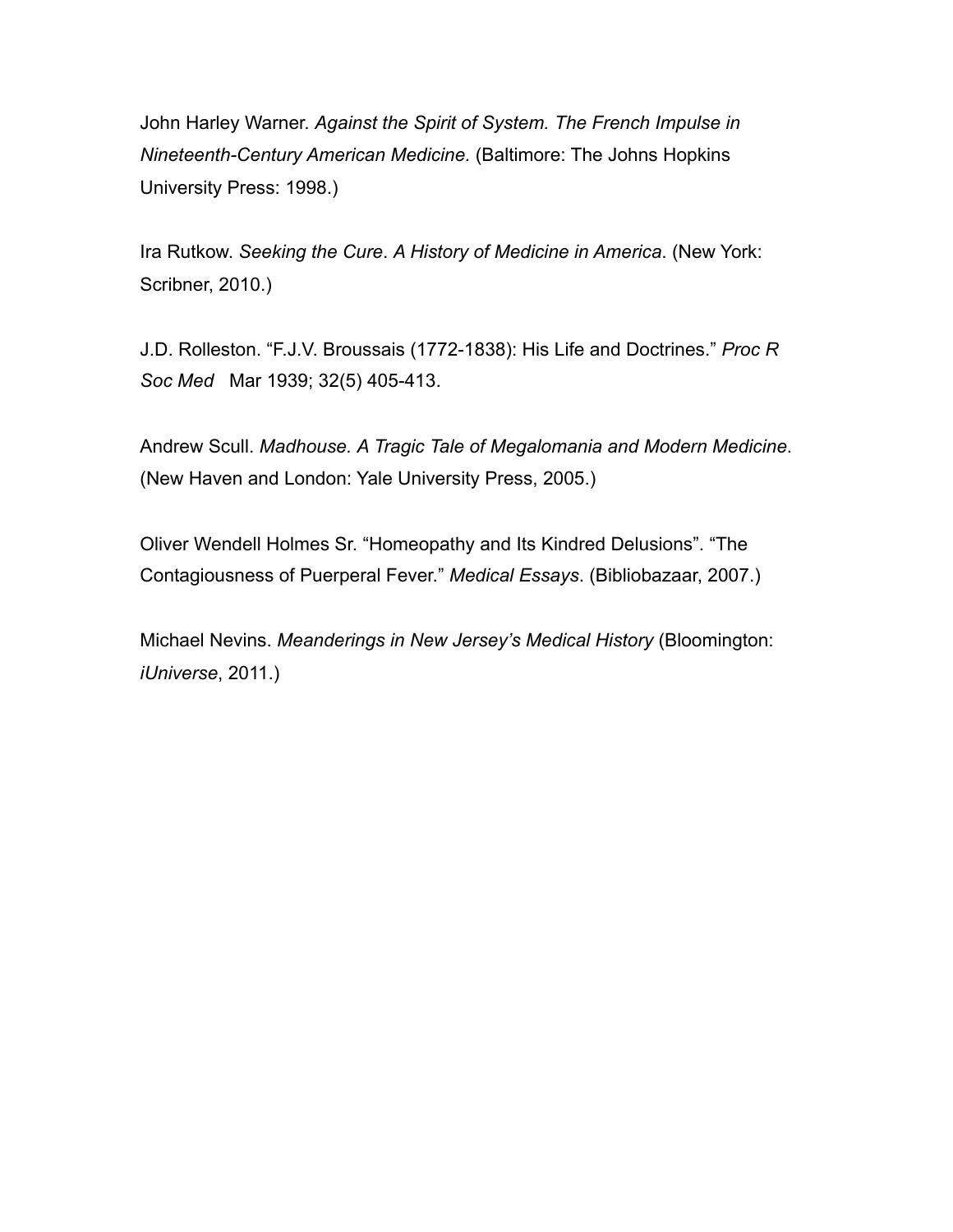John Harley Warner. *Against the Spirit of System. The French Impulse in Nineteenth-Century American Medicine.* (Baltimore: The Johns Hopkins University Press: 1998.)

Ira Rutkow. *Seeking the Cure*. *A History of Medicine in America*. (New York: Scribner, 2010.)

J.D. Rolleston. "F.J.V. Broussais (1772-1838): His Life and Doctrines." *Proc R Soc Med* Mar 1939; 32(5) 405-413.

Andrew Scull. *Madhouse. A Tragic Tale of Megalomania and Modern Medicine*. (New Haven and London: Yale University Press, 2005.)

Oliver Wendell Holmes Sr. "Homeopathy and Its Kindred Delusions". "The Contagiousness of Puerperal Fever." *Medical Essays*. (Bibliobazaar, 2007.)

Michael Nevins. *Meanderings in New Jersey's Medical History* (Bloomington: *iUniverse*, 2011.)